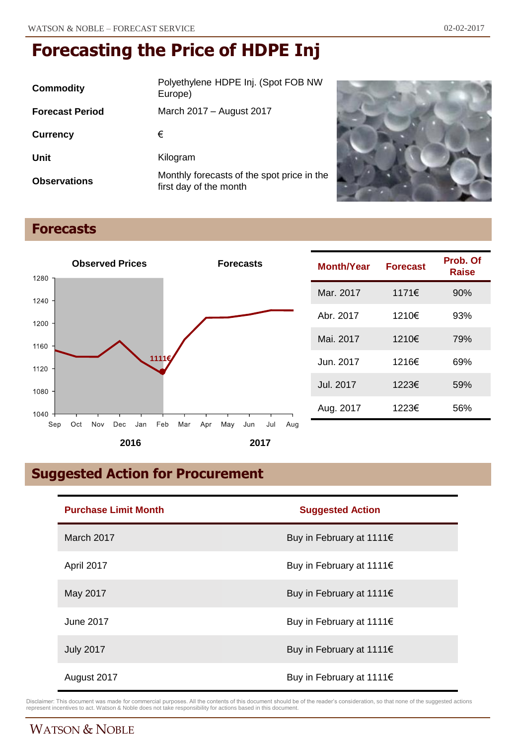# Forecasting the Price of HDPE Inj

| | |
|---|---|
| **Commodity** | Polyethylene HDPE Inj. (Spot FOB NW Europe) |
| **Forecast Period** | March 2017 – August 2017 |
| **Currency** | € |
| **Unit** | Kilogram |
| **Observations** | Monthly forecasts of the spot price in the first day of the month |

## Forecasts

| Month/Year | Forecast | Prob. Of Raise |
|---|---|---|
| Mar. 2017 | 1171€ | 90% |
| Abr. 2017 | 1210€ | 93% |
| Mai. 2017 | 1210€ | 79% |
| Jun. 2017 | 1216€ | 69% |
| Jul. 2017 | 1223€ | 59% |
| Aug. 2017 | 1223€ | 56% |

## Suggested Action for Procurement

| Purchase Limit Month | Suggested Action |
|---|---|
| March 2017 | Buy in February at 1111€ |
| April 2017 | Buy in February at 1111€ |
| May 2017 | Buy in February at 1111€ |
| June 2017 | Buy in February at 1111€ |
| July 2017 | Buy in February at 1111€ |
| August 2017 | Buy in February at 1111€ |

Disclaimer: This document was made for commercial purposes. All the contents of this document should be of the reader's consideration, so that none of the suggested actions represent incentives to act. Watson & Noble does not take responsibility for actions based in this document.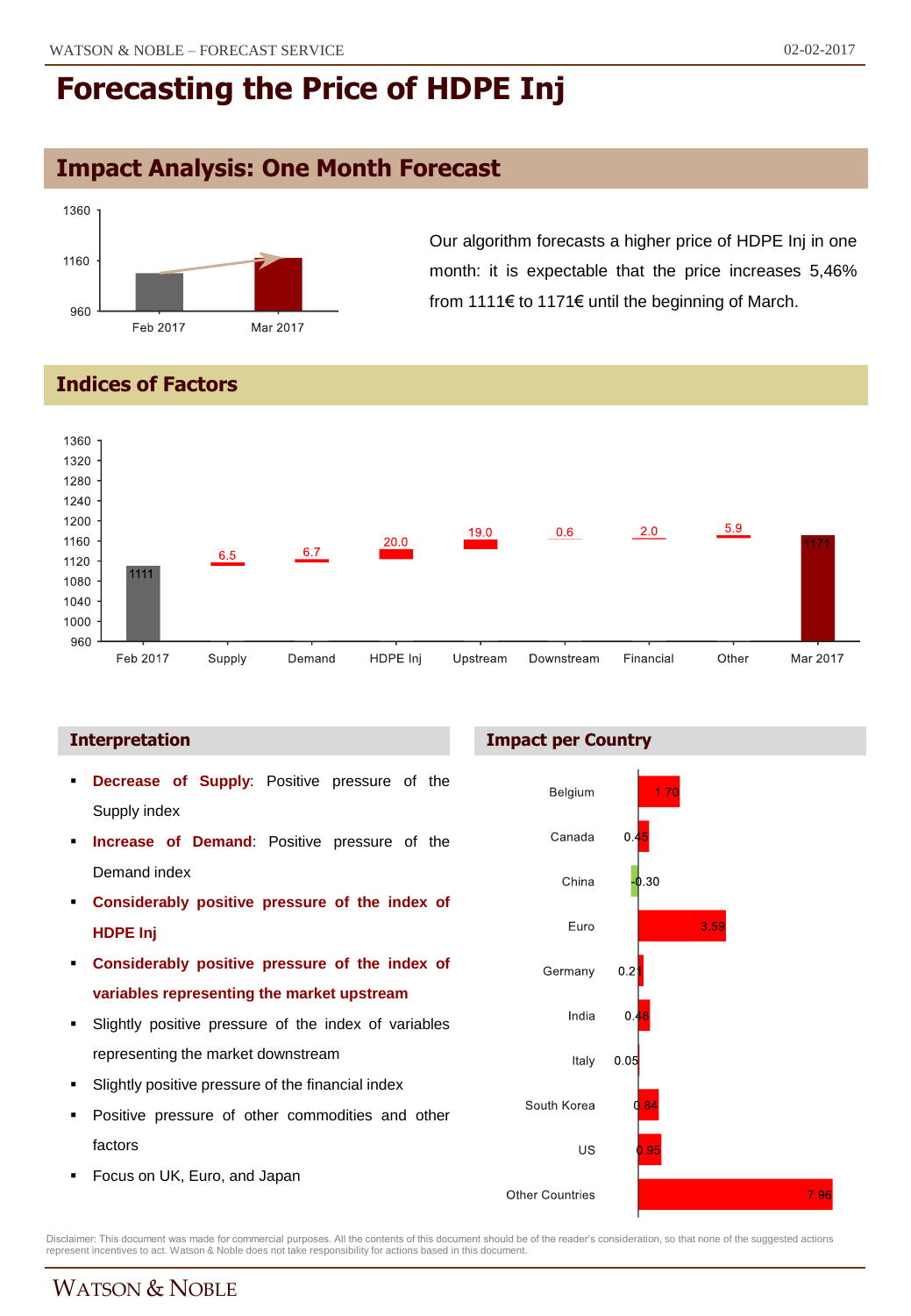# Forecasting the Price of HDPE Inj

## Impact Analysis: One Month Forecast

Our algorithm forecasts a higher price of HDPE Inj in one month: it is expectable that the price increases 5,46% from 1111€ to 1171€ until the beginning of March.

## Indices of Factors

| Factor | Value |
|---|---|
| Feb 2017 | 1111 |
| Supply | 6.5 |
| Demand | 6.7 |
| HDPE Inj | 20.0 |
| Upstream | 19.0 |
| Downstream | 0.6 |
| Financial | 2.0 |
| Other | 5.9 |
| Mar 2017 | 1171 |

### Interpretation

- **Decrease of Supply**: Positive pressure of the Supply index
- **Increase of Demand**: Positive pressure of the Demand index
- **Considerably positive pressure of the index of HDPE Inj**
- **Considerably positive pressure of the index of variables representing the market upstream**
- Slightly positive pressure of the index of variables representing the market downstream
- Slightly positive pressure of the financial index
- Positive pressure of other commodities and other factors
- Focus on UK, Euro, and Japan

### Impact per Country

| Country | Impact |
|---|---|
| Belgium | 1.70 |
| Canada | 0.45 |
| China | -0.30 |
| Euro | 3.59 |
| Germany | 0.21 |
| India | 0.48 |
| Italy | 0.05 |
| South Korea | 0.84 |
| US | 0.95 |
| Other Countries | 7.96 |

Disclaimer: This document was made for commercial purposes. All the contents of this document should be of the reader's consideration, so that none of the suggested actions represent incentives to act. Watson & Noble does not take responsibility for actions based in this document.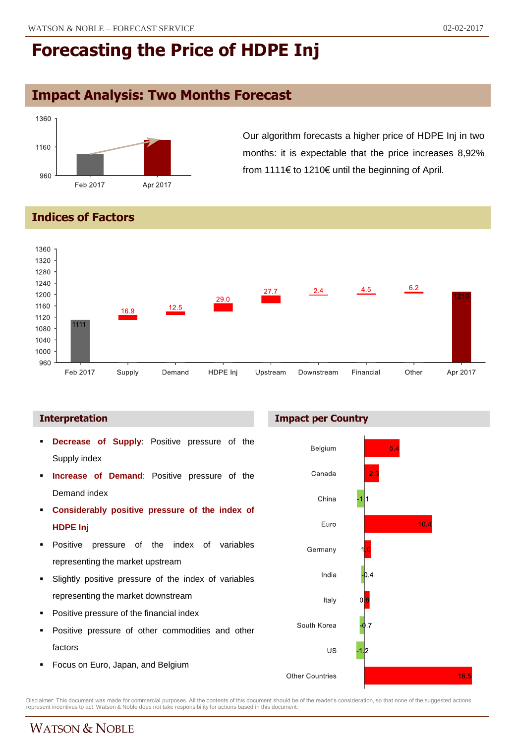# Forecasting the Price of HDPE Inj

## Impact Analysis: Two Months Forecast

| | Price (€) |
|---|---|
| Feb 2017 | 1111 |
| Apr 2017 | 1210 |

Our algorithm forecasts a higher price of HDPE Inj in two months: it is expectable that the price increases 8,92% from 1111€ to 1210€ until the beginning of April.

## Indices of Factors

| Factor | Value |
|---|---|
| Feb 2017 | 1111 |
| Supply | 16.9 |
| Demand | 12.5 |
| HDPE Inj | 29.0 |
| Upstream | 27.7 |
| Downstream | 2.4 |
| Financial | 4.5 |
| Other | 6.2 |
| Apr 2017 | 1210 |

### Interpretation

- **Decrease of Supply**: Positive pressure of the Supply index
- **Increase of Demand**: Positive pressure of the Demand index
- **Considerably positive pressure of the index of HDPE Inj**
- Positive pressure of the index of variables representing the market upstream
- Slightly positive pressure of the index of variables representing the market downstream
- Positive pressure of the financial index
- Positive pressure of other commodities and other factors
- Focus on Euro, Japan, and Belgium

### Impact per Country

| Country | Impact |
|---|---|
| Belgium | 5.4 |
| Canada | 2.3 |
| China | -1.1 |
| Euro | 10.4 |
| Germany | 1.0 |
| India | -0.4 |
| Italy | 0.8 |
| South Korea | -0.7 |
| US | -1.2 |
| Other Countries | 16.5 |

Disclaimer: This document was made for commercial purposes. All the contents of this document should be of the reader's consideration, so that none of the suggested actions represent incentives to act. Watson & Noble does not take responsibility for actions based in this document.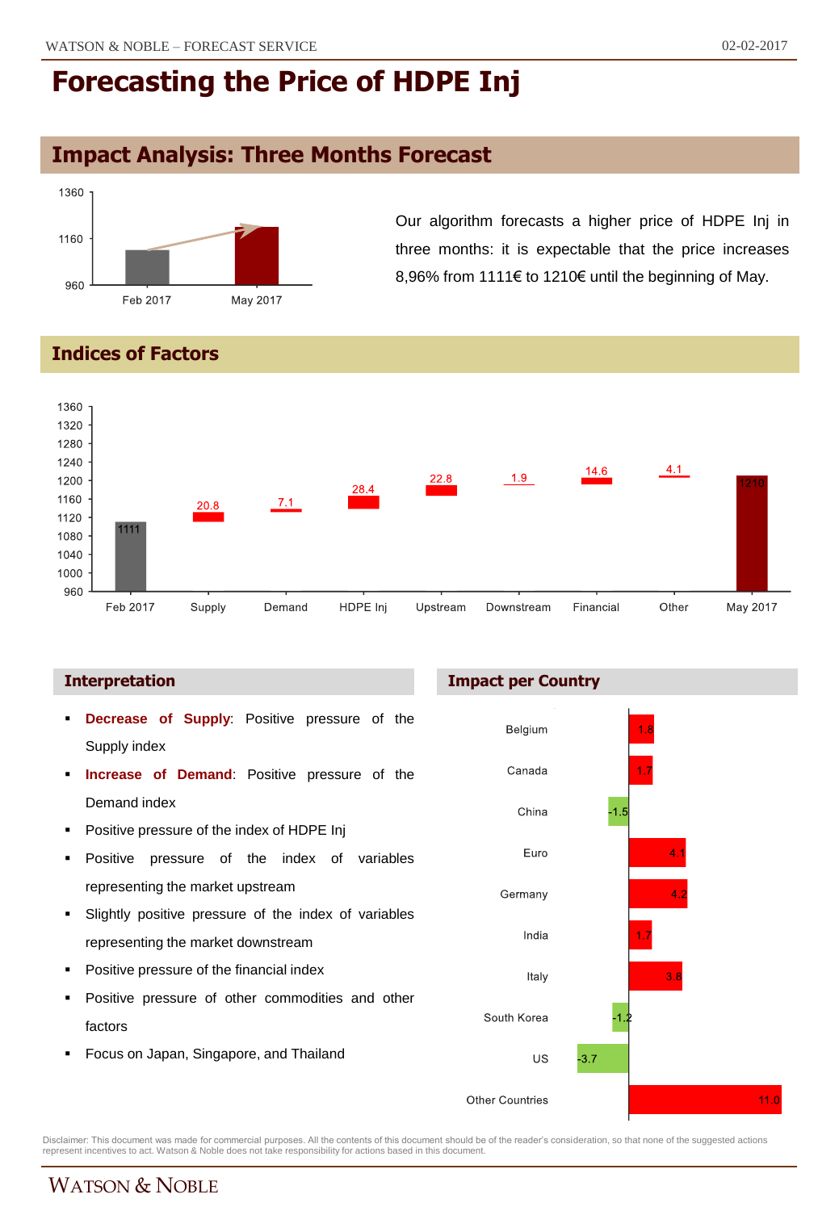# Forecasting the Price of HDPE Inj

## Impact Analysis: Three Months Forecast

Our algorithm forecasts a higher price of HDPE Inj in three months: it is expectable that the price increases 8,96% from 1111€ to 1210€ until the beginning of May.

## Indices of Factors

| | Feb 2017 | Supply | Demand | HDPE Inj | Upstream | Downstream | Financial | Other | May 2017 |
|---|---|---|---|---|---|---|---|---|---|
| Value | 1111 | 20.8 | 7.1 | 28.4 | 22.8 | 1.9 | 14.6 | 4.1 | 1210 |

### Interpretation

- **Decrease of Supply**: Positive pressure of the Supply index
- **Increase of Demand**: Positive pressure of the Demand index
- Positive pressure of the index of HDPE Inj
- Positive pressure of the index of variables representing the market upstream
- Slightly positive pressure of the index of variables representing the market downstream
- Positive pressure of the financial index
- Positive pressure of other commodities and other factors
- Focus on Japan, Singapore, and Thailand

### Impact per Country

| Country | Impact |
|---|---|
| Belgium | 1.8 |
| Canada | 1.7 |
| China | -1.5 |
| Euro | 4.1 |
| Germany | 4.2 |
| India | 1.7 |
| Italy | 3.8 |
| South Korea | -1.2 |
| US | -3.7 |
| Other Countries | 11.0 |

Disclaimer: This document was made for commercial purposes. All the contents of this document should be of the reader's consideration, so that none of the suggested actions represent incentives to act. Watson & Noble does not take responsibility for actions based in this document.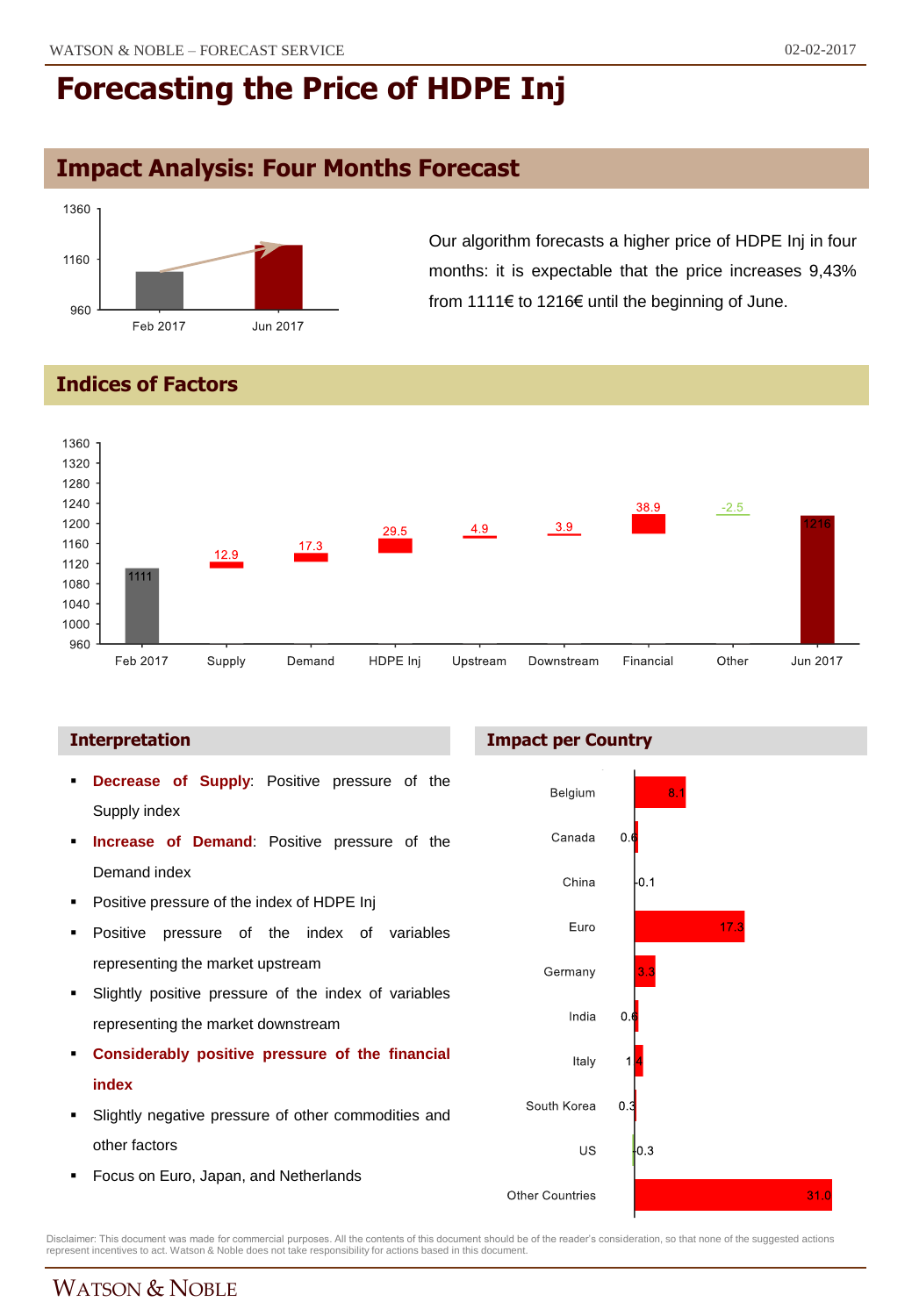# Forecasting the Price of HDPE Inj

## Impact Analysis: Four Months Forecast

Our algorithm forecasts a higher price of HDPE Inj in four months: it is expectable that the price increases 9,43% from 1111€ to 1216€ until the beginning of June.

## Indices of Factors

| Factor | Value |
|---|---|
| Feb 2017 | 1111 |
| Supply | 12.9 |
| Demand | 17.3 |
| HDPE Inj | 29.5 |
| Upstream | 4.9 |
| Downstream | 3.9 |
| Financial | 38.9 |
| Other | -2.5 |
| Jun 2017 | 1216 |

### Interpretation

- **Decrease of Supply**: Positive pressure of the Supply index
- **Increase of Demand**: Positive pressure of the Demand index
- Positive pressure of the index of HDPE Inj
- Positive pressure of the index of variables representing the market upstream
- Slightly positive pressure of the index of variables representing the market downstream
- **Considerably positive pressure of the financial index**
- Slightly negative pressure of other commodities and other factors
- Focus on Euro, Japan, and Netherlands

### Impact per Country

| Country | Impact |
|---|---|
| Belgium | 8.1 |
| Canada | 0.6 |
| China | -0.1 |
| Euro | 17.3 |
| Germany | 3.3 |
| India | 0.6 |
| Italy | 1.4 |
| South Korea | 0.3 |
| US | -0.3 |
| Other Countries | 31.0 |

Disclaimer: This document was made for commercial purposes. All the contents of this document should be of the reader's consideration, so that none of the suggested actions represent incentives to act. Watson & Noble does not take responsibility for actions based in this document.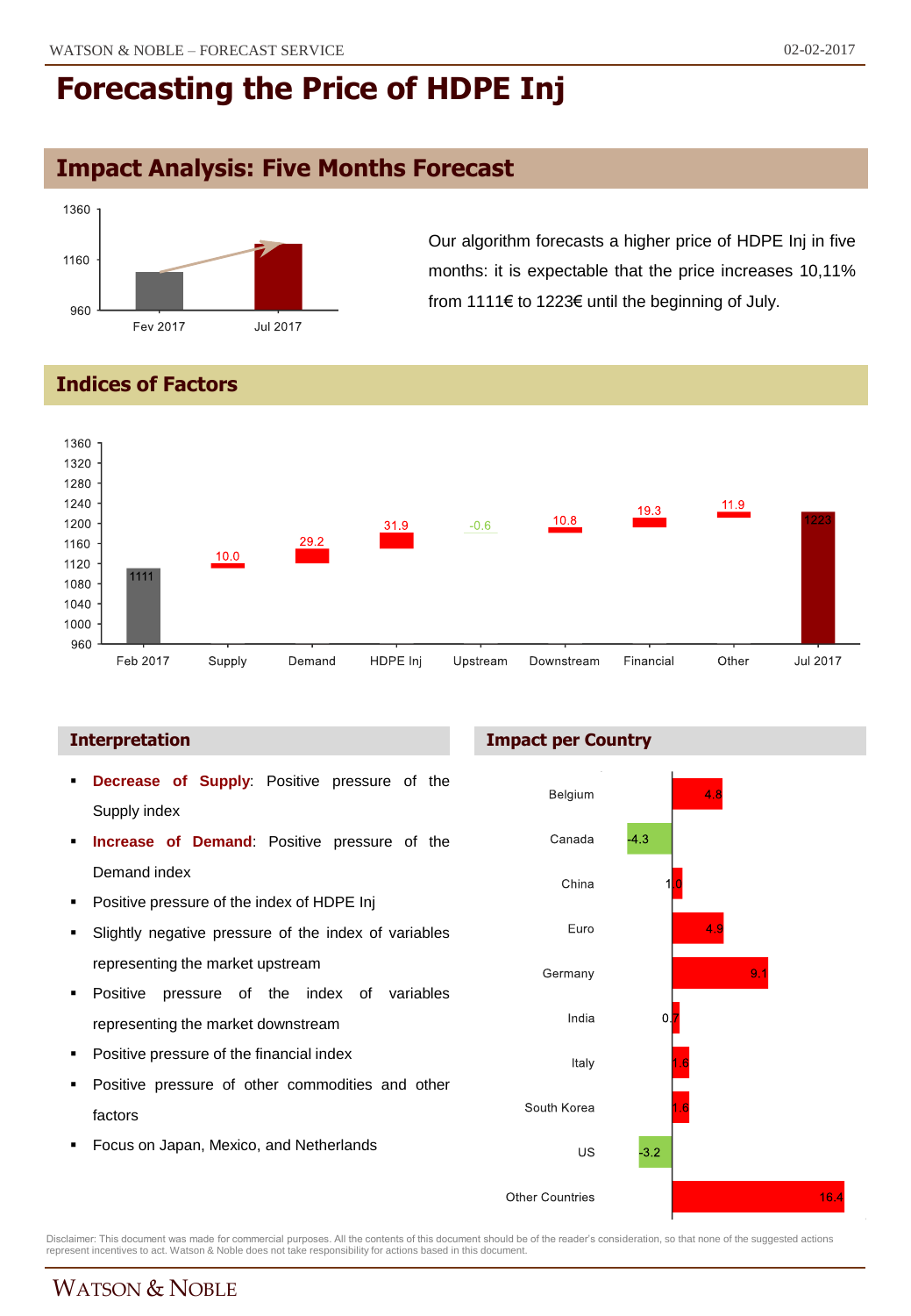# Forecasting the Price of HDPE Inj

## Impact Analysis: Five Months Forecast

| | Fev 2017 | Jul 2017 |
|---|---|---|
| Price | 1111 | 1223 |

Our algorithm forecasts a higher price of HDPE Inj in five months: it is expectable that the price increases 10,11% from 1111€ to 1223€ until the beginning of July.

## Indices of Factors

| Feb 2017 | Supply | Demand | HDPE Inj | Upstream | Downstream | Financial | Other | Jul 2017 |
|---|---|---|---|---|---|---|---|---|
| 1111 | 10.0 | 29.2 | 31.9 | -0.6 | 10.8 | 19.3 | 11.9 | 1223 |

### Interpretation

- **Decrease of Supply**: Positive pressure of the Supply index
- **Increase of Demand**: Positive pressure of the Demand index
- Positive pressure of the index of HDPE Inj
- Slightly negative pressure of the index of variables representing the market upstream
- Positive pressure of the index of variables representing the market downstream
- Positive pressure of the financial index
- Positive pressure of other commodities and other factors
- Focus on Japan, Mexico, and Netherlands

### Impact per Country

| Country | Impact |
|---|---|
| Belgium | 4.8 |
| Canada | -4.3 |
| China | 1.0 |
| Euro | 4.9 |
| Germany | 9.1 |
| India | 0.7 |
| Italy | 1.6 |
| South Korea | 1.6 |
| US | -3.2 |
| Other Countries | 16.4 |

Disclaimer: This document was made for commercial purposes. All the contents of this document should be of the reader's consideration, so that none of the suggested actions represent incentives to act. Watson & Noble does not take responsibility for actions based in this document.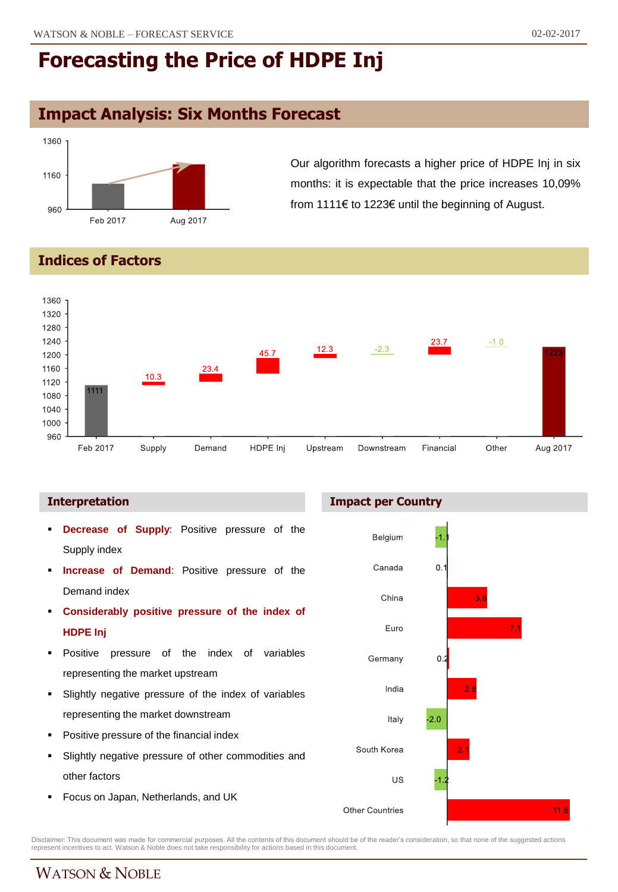# Forecasting the Price of HDPE Inj

## Impact Analysis: Six Months Forecast

Our algorithm forecasts a higher price of HDPE Inj in six months: it is expectable that the price increases 10,09% from 1111€ to 1223€ until the beginning of August.

## Indices of Factors

| Factor | Value |
|---|---|
| Feb 2017 | 1111 |
| Supply | 10.3 |
| Demand | 23.4 |
| HDPE Inj | 45.7 |
| Upstream | 12.3 |
| Downstream | -2.3 |
| Financial | 23.7 |
| Other | -1.0 |
| Aug 2017 | 1223 |

### Interpretation

- **Decrease of Supply**: Positive pressure of the Supply index
- **Increase of Demand**: Positive pressure of the Demand index
- **Considerably positive pressure of the index of HDPE Inj**
- Positive pressure of the index of variables representing the market upstream
- Slightly negative pressure of the index of variables representing the market downstream
- Positive pressure of the financial index
- Slightly negative pressure of other commodities and other factors
- Focus on Japan, Netherlands, and UK

### Impact per Country

| Country | Impact |
|---|---|
| Belgium | -1.1 |
| Canada | 0.1 |
| China | 3.8 |
| Euro | 7.1 |
| Germany | 0.2 |
| India | 2.8 |
| Italy | -2.0 |
| South Korea | 2.1 |
| US | -1.2 |
| Other Countries | 11.6 |

Disclaimer: This document was made for commercial purposes. All the contents of this document should be of the reader's consideration, so that none of the suggested actions represent incentives to act. Watson & Noble does not take responsibility for actions based in this document.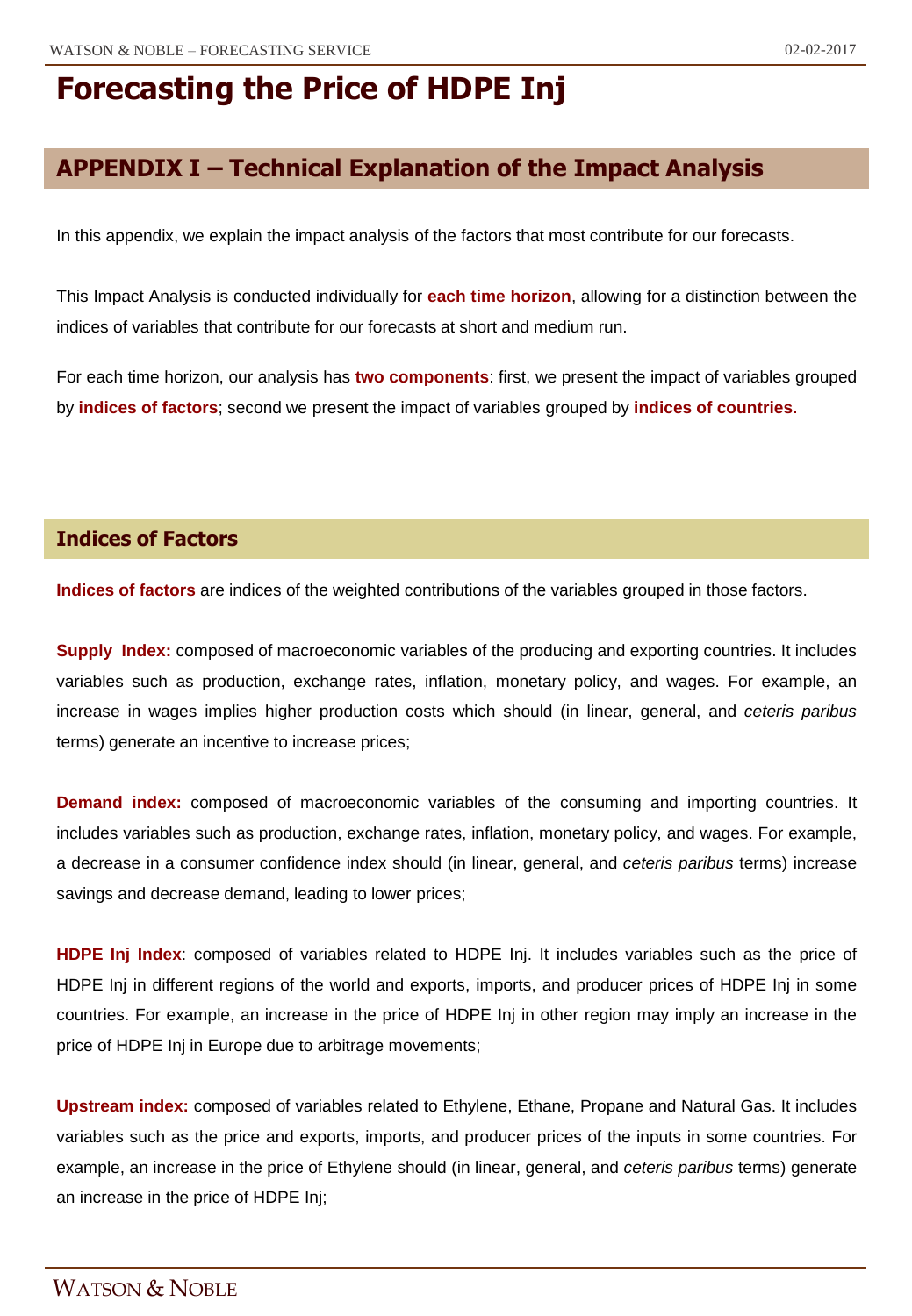# Forecasting the Price of HDPE Inj

## APPENDIX I – Technical Explanation of the Impact Analysis

In this appendix, we explain the impact analysis of the factors that most contribute for our forecasts.

This Impact Analysis is conducted individually for **each time horizon**, allowing for a distinction between the indices of variables that contribute for our forecasts at short and medium run.

For each time horizon, our analysis has **two components**: first, we present the impact of variables grouped by **indices of factors**; second we present the impact of variables grouped by **indices of countries.**

### Indices of Factors

**Indices of factors** are indices of the weighted contributions of the variables grouped in those factors.

**Supply Index:** composed of macroeconomic variables of the producing and exporting countries. It includes variables such as production, exchange rates, inflation, monetary policy, and wages. For example, an increase in wages implies higher production costs which should (in linear, general, and *ceteris paribus* terms) generate an incentive to increase prices;

**Demand index:** composed of macroeconomic variables of the consuming and importing countries. It includes variables such as production, exchange rates, inflation, monetary policy, and wages. For example, a decrease in a consumer confidence index should (in linear, general, and *ceteris paribus* terms) increase savings and decrease demand, leading to lower prices;

**HDPE Inj Index**: composed of variables related to HDPE Inj. It includes variables such as the price of HDPE Inj in different regions of the world and exports, imports, and producer prices of HDPE Inj in some countries. For example, an increase in the price of HDPE Inj in other region may imply an increase in the price of HDPE Inj in Europe due to arbitrage movements;

**Upstream index:** composed of variables related to Ethylene, Ethane, Propane and Natural Gas. It includes variables such as the price and exports, imports, and producer prices of the inputs in some countries. For example, an increase in the price of Ethylene should (in linear, general, and *ceteris paribus* terms) generate an increase in the price of HDPE Inj;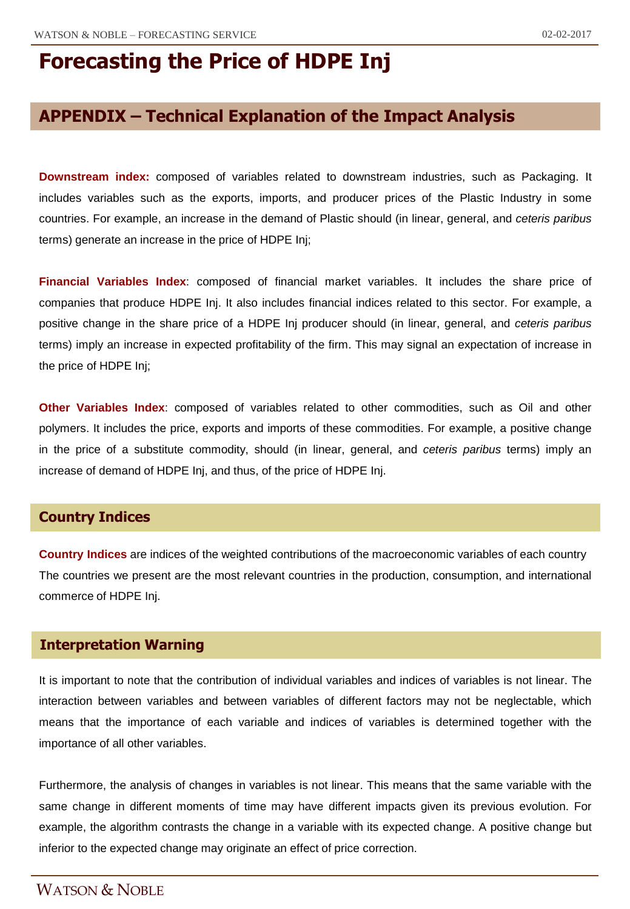# Forecasting the Price of HDPE Inj

## APPENDIX – Technical Explanation of the Impact Analysis

**Downstream index:** composed of variables related to downstream industries, such as Packaging. It includes variables such as the exports, imports, and producer prices of the Plastic Industry in some countries. For example, an increase in the demand of Plastic should (in linear, general, and *ceteris paribus* terms) generate an increase in the price of HDPE Inj;

**Financial Variables Index**: composed of financial market variables. It includes the share price of companies that produce HDPE Inj. It also includes financial indices related to this sector. For example, a positive change in the share price of a HDPE Inj producer should (in linear, general, and *ceteris paribus* terms) imply an increase in expected profitability of the firm. This may signal an expectation of increase in the price of HDPE Inj;

**Other Variables Index**: composed of variables related to other commodities, such as Oil and other polymers. It includes the price, exports and imports of these commodities. For example, a positive change in the price of a substitute commodity, should (in linear, general, and *ceteris paribus* terms) imply an increase of demand of HDPE Inj, and thus, of the price of HDPE Inj.

## Country Indices

**Country Indices** are indices of the weighted contributions of the macroeconomic variables of each country The countries we present are the most relevant countries in the production, consumption, and international commerce of HDPE Inj.

## Interpretation Warning

It is important to note that the contribution of individual variables and indices of variables is not linear. The interaction between variables and between variables of different factors may not be neglectable, which means that the importance of each variable and indices of variables is determined together with the importance of all other variables.

Furthermore, the analysis of changes in variables is not linear. This means that the same variable with the same change in different moments of time may have different impacts given its previous evolution. For example, the algorithm contrasts the change in a variable with its expected change. A positive change but inferior to the expected change may originate an effect of price correction.